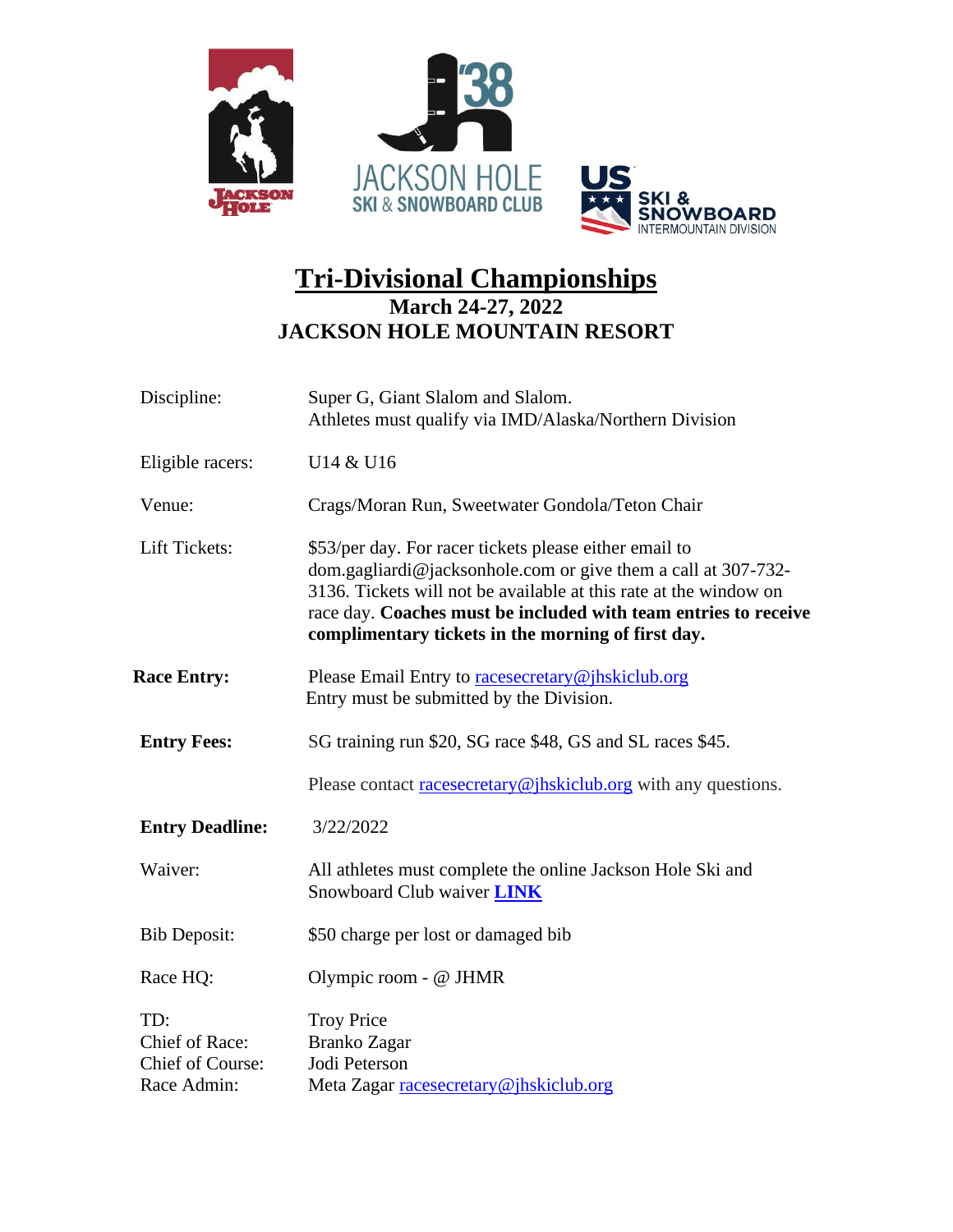# Tri-Divisional Championships

**March 24-27, 2022**
**JACKSON HOLE MOUNTAIN RESORT**

| | |
|---|---|
| Discipline: | Super G, Giant Slalom and Slalom. Athletes must qualify via IMD/Alaska/Northern Division |
| Eligible racers: | U14 & U16 |
| Venue: | Crags/Moran Run, Sweetwater Gondola/Teton Chair |
| Lift Tickets: | $53/per day. For racer tickets please either email to dom.gagliardi@jacksonhole.com or give them a call at 307-732-3136. Tickets will not be available at this rate at the window on race day. **Coaches must be included with team entries to receive complimentary tickets in the morning of first day.** |
| **Race Entry:** | Please Email Entry to racesecretary@jhskiclub.org Entry must be submitted by the Division. |
| **Entry Fees:** | SG training run $20, SG race $48, GS and SL races $45. Please contact racesecretary@jhskiclub.org with any questions. |
| **Entry Deadline:** | 3/22/2022 |
| Waiver: | All athletes must complete the online Jackson Hole Ski and Snowboard Club waiver **LINK** |
| Bib Deposit: | $50 charge per lost or damaged bib |
| Race HQ: | Olympic room - @ JHMR |
| TD: | Troy Price |
| Chief of Race: | Branko Zagar |
| Chief of Course: | Jodi Peterson |
| Race Admin: | Meta Zagar racesecretary@jhskiclub.org |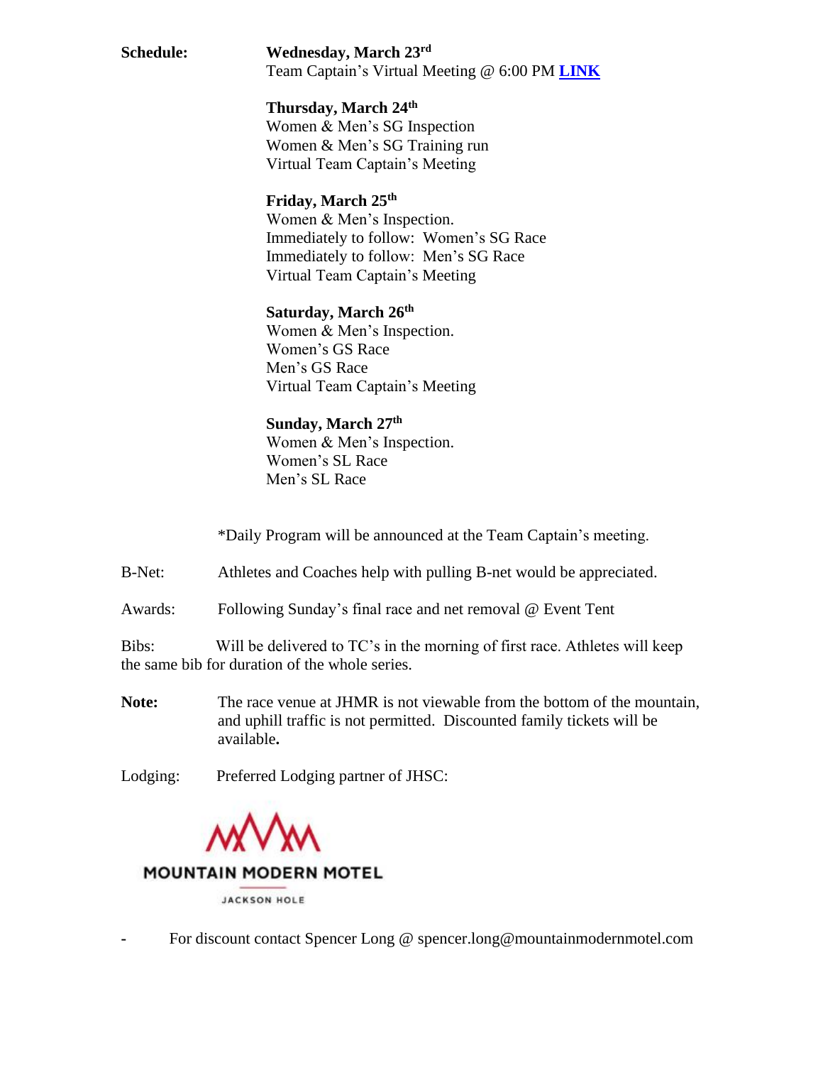**Schedule:**

**Wednesday, March 23rd**
Team Captain's Virtual Meeting @ 6:00 PM **LINK**

**Thursday, March 24th**
Women & Men's SG Inspection
Women & Men's SG Training run
Virtual Team Captain's Meeting

**Friday, March 25th**
Women & Men's Inspection.
Immediately to follow: Women's SG Race
Immediately to follow: Men's SG Race
Virtual Team Captain's Meeting

**Saturday, March 26th**
Women & Men's Inspection.
Women's GS Race
Men's GS Race
Virtual Team Captain's Meeting

**Sunday, March 27th**
Women & Men's Inspection.
Women's SL Race
Men's SL Race

*Daily Program will be announced at the Team Captain's meeting.

B-Net: Athletes and Coaches help with pulling B-net would be appreciated.

Awards: Following Sunday's final race and net removal @ Event Tent

Bibs: Will be delivered to TC's in the morning of first race. Athletes will keep the same bib for duration of the whole series.

**Note:** The race venue at JHMR is not viewable from the bottom of the mountain, and uphill traffic is not permitted. Discounted family tickets will be available**.**

Lodging: Preferred Lodging partner of JHSC:

MOUNTAIN MODERN MOTEL
JACKSON HOLE

- For discount contact Spencer Long @ spencer.long@mountainmodernmotel.com